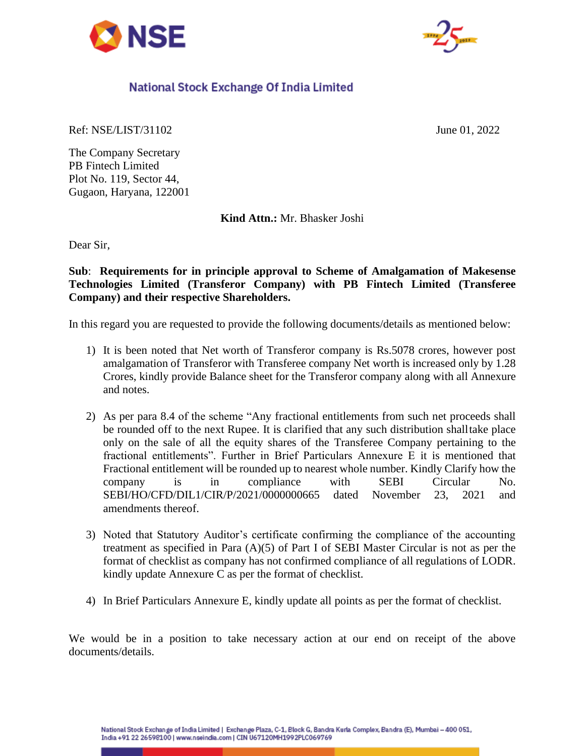# National Stock Exchange Of India Limited

Ref: NSE/LIST/31102 June 01, 2022

The Company Secretary
PB Fintech Limited
Plot No. 119, Sector 44,
Gugaon, Haryana, 122001

**Kind Attn.:** Mr. Bhasker Joshi

Dear Sir,

**Sub**: **Requirements for in principle approval to Scheme of Amalgamation of Makesense Technologies Limited (Transferor Company) with PB Fintech Limited (Transferee Company) and their respective Shareholders.**

In this regard you are requested to provide the following documents/details as mentioned below:

1) It is been noted that Net worth of Transferor company is Rs.5078 crores, however post amalgamation of Transferor with Transferee company Net worth is increased only by 1.28 Crores, kindly provide Balance sheet for the Transferor company along with all Annexure and notes.

2) As per para 8.4 of the scheme "Any fractional entitlements from such net proceeds shall be rounded off to the next Rupee. It is clarified that any such distribution shall take place only on the sale of all the equity shares of the Transferee Company pertaining to the fractional entitlements". Further in Brief Particulars Annexure E it is mentioned that Fractional entitlement will be rounded up to nearest whole number. Kindly Clarify how the company is in compliance with SEBI Circular No. SEBI/HO/CFD/DIL1/CIR/P/2021/0000000665 dated November 23, 2021 and amendments thereof.

3) Noted that Statutory Auditor's certificate confirming the compliance of the accounting treatment as specified in Para (A)(5) of Part I of SEBI Master Circular is not as per the format of checklist as company has not confirmed compliance of all regulations of LODR. kindly update Annexure C as per the format of checklist.

4) In Brief Particulars Annexure E, kindly update all points as per the format of checklist.

We would be in a position to take necessary action at our end on receipt of the above documents/details.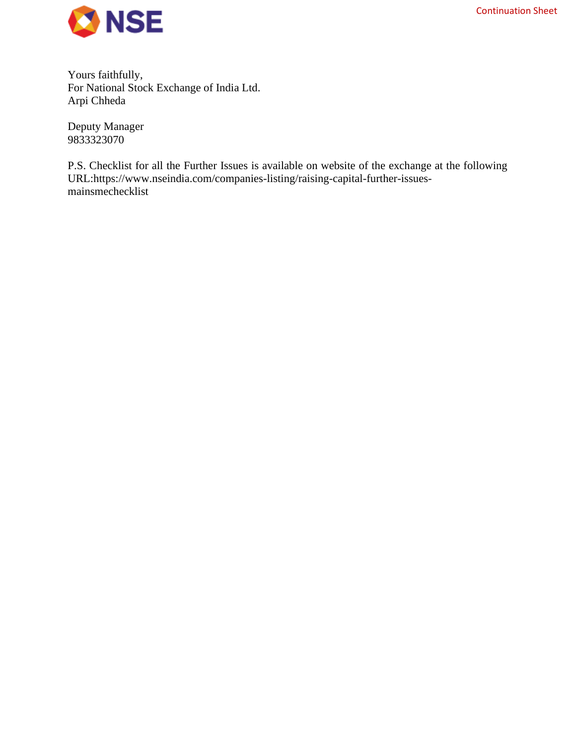Yours faithfully,
For National Stock Exchange of India Ltd.
Arpi Chheda

Deputy Manager
9833323070

P.S. Checklist for all the Further Issues is available on website of the exchange at the following URL:https://www.nseindia.com/companies-listing/raising-capital-further-issues-mainsmechecklist